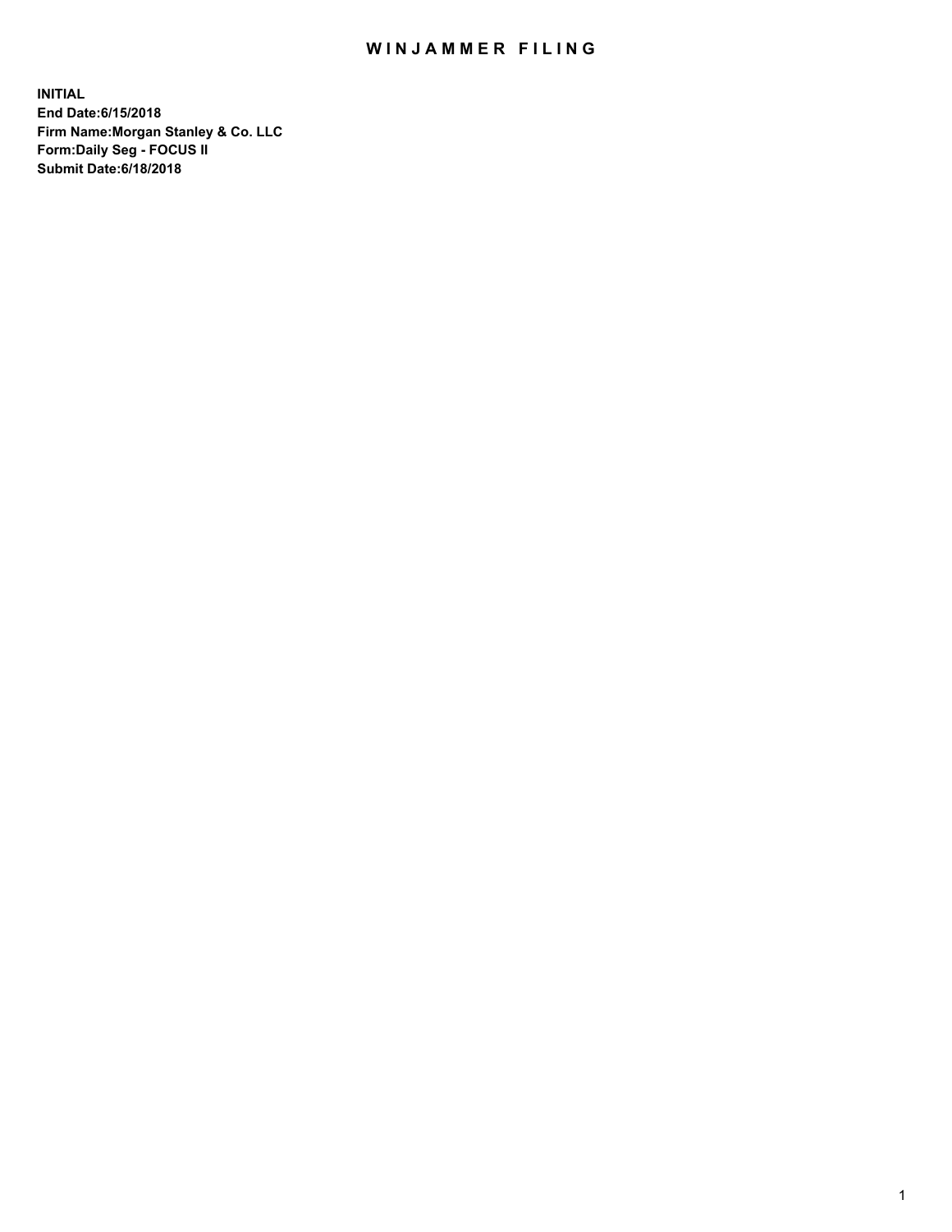# WINJAMMER FILING

**INITIAL**
**End Date:6/15/2018**
**Firm Name:Morgan Stanley & Co. LLC**
**Form:Daily Seg - FOCUS II**
**Submit Date:6/18/2018**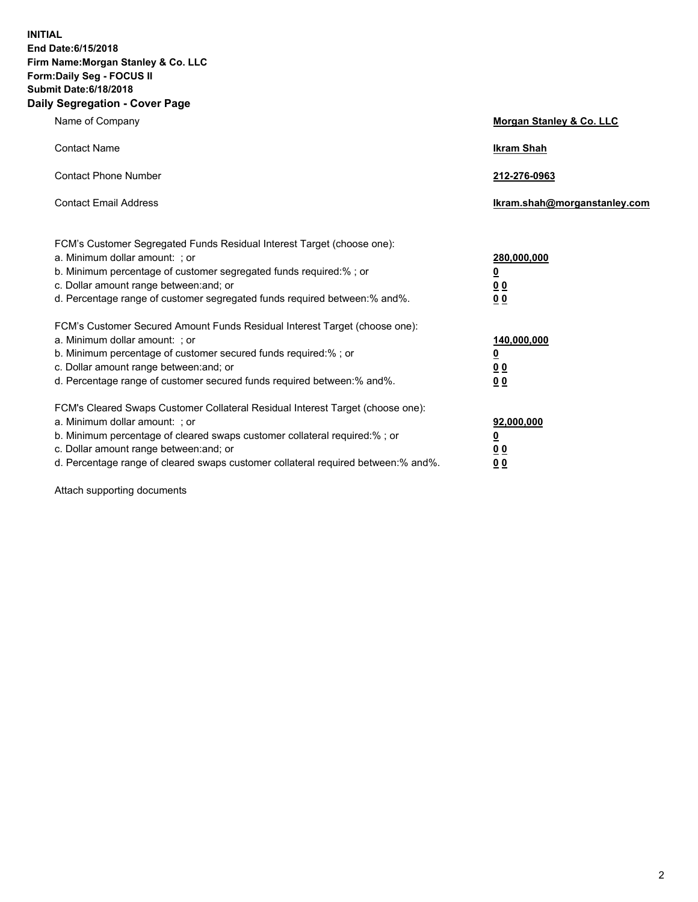**INITIAL**
**End Date:6/15/2018**
**Firm Name:Morgan Stanley & Co. LLC**
**Form:Daily Seg - FOCUS II**
**Submit Date:6/18/2018**

## Daily Segregation - Cover Page

| | |
|---|---|
| Name of Company | **Morgan Stanley & Co. LLC** |
| Contact Name | **Ikram Shah** |
| Contact Phone Number | **212-276-0963** |
| Contact Email Address | **Ikram.shah@morganstanley.com** |

| | |
|---|---|
| FCM's Customer Segregated Funds Residual Interest Target (choose one): | |
| a. Minimum dollar amount: ; or | **280,000,000** |
| b. Minimum percentage of customer segregated funds required:% ; or | **0** |
| c. Dollar amount range between:and; or | **0 0** |
| d. Percentage range of customer segregated funds required between:% and%. | **0 0** |
| FCM's Customer Secured Amount Funds Residual Interest Target (choose one): | |
| a. Minimum dollar amount: ; or | **140,000,000** |
| b. Minimum percentage of customer secured funds required:% ; or | **0** |
| c. Dollar amount range between:and; or | **0 0** |
| d. Percentage range of customer secured funds required between:% and%. | **0 0** |
| FCM's Cleared Swaps Customer Collateral Residual Interest Target (choose one): | |
| a. Minimum dollar amount: ; or | **92,000,000** |
| b. Minimum percentage of cleared swaps customer collateral required:% ; or | **0** |
| c. Dollar amount range between:and; or | **0 0** |
| d. Percentage range of cleared swaps customer collateral required between:% and%. | **0 0** |

Attach supporting documents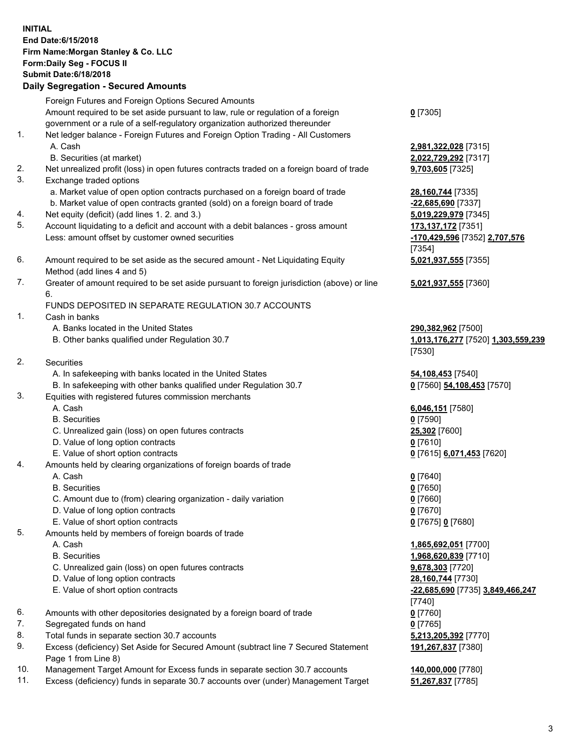**INITIAL**
**End Date:6/15/2018**
**Firm Name:Morgan Stanley & Co. LLC**
**Form:Daily Seg - FOCUS II**
**Submit Date:6/18/2018**

## Daily Segregation - Secured Amounts

| | | |
|---|---|---|
| | Foreign Futures and Foreign Options Secured Amounts | |
| | Amount required to be set aside pursuant to law, rule or regulation of a foreign government or a rule of a self-regulatory organization authorized thereunder | **0** [7305] |
| 1. | Net ledger balance - Foreign Futures and Foreign Option Trading - All Customers | |
| | A. Cash | **2,981,322,028** [7315] |
| | B. Securities (at market) | **2,022,729,292** [7317] |
| 2. | Net unrealized profit (loss) in open futures contracts traded on a foreign board of trade | **9,703,605** [7325] |
| 3. | Exchange traded options | |
| | a. Market value of open option contracts purchased on a foreign board of trade | **28,160,744** [7335] |
| | b. Market value of open contracts granted (sold) on a foreign board of trade | **-22,685,690** [7337] |
| 4. | Net equity (deficit) (add lines 1. 2. and 3.) | **5,019,229,979** [7345] |
| 5. | Account liquidating to a deficit and account with a debit balances - gross amount | **173,137,172** [7351] |
| | Less: amount offset by customer owned securities | **-170,429,596** [7352] **2,707,576** [7354] |
| 6. | Amount required to be set aside as the secured amount - Net Liquidating Equity Method (add lines 4 and 5) | **5,021,937,555** [7355] |
| 7. | Greater of amount required to be set aside pursuant to foreign jurisdiction (above) or line 6. | **5,021,937,555** [7360] |
| | FUNDS DEPOSITED IN SEPARATE REGULATION 30.7 ACCOUNTS | |
| 1. | Cash in banks | |
| | A. Banks located in the United States | **290,382,962** [7500] |
| | B. Other banks qualified under Regulation 30.7 | **1,013,176,277** [7520] **1,303,559,239** [7530] |
| 2. | Securities | |
| | A. In safekeeping with banks located in the United States | **54,108,453** [7540] |
| | B. In safekeeping with other banks qualified under Regulation 30.7 | **0** [7560] **54,108,453** [7570] |
| 3. | Equities with registered futures commission merchants | |
| | A. Cash | **6,046,151** [7580] |
| | B. Securities | **0** [7590] |
| | C. Unrealized gain (loss) on open futures contracts | **25,302** [7600] |
| | D. Value of long option contracts | **0** [7610] |
| | E. Value of short option contracts | **0** [7615] **6,071,453** [7620] |
| 4. | Amounts held by clearing organizations of foreign boards of trade | |
| | A. Cash | **0** [7640] |
| | B. Securities | **0** [7650] |
| | C. Amount due to (from) clearing organization - daily variation | **0** [7660] |
| | D. Value of long option contracts | **0** [7670] |
| | E. Value of short option contracts | **0** [7675] **0** [7680] |
| 5. | Amounts held by members of foreign boards of trade | |
| | A. Cash | **1,865,692,051** [7700] |
| | B. Securities | **1,968,620,839** [7710] |
| | C. Unrealized gain (loss) on open futures contracts | **9,678,303** [7720] |
| | D. Value of long option contracts | **28,160,744** [7730] |
| | E. Value of short option contracts | **-22,685,690** [7735] **3,849,466,247** [7740] |
| 6. | Amounts with other depositories designated by a foreign board of trade | **0** [7760] |
| 7. | Segregated funds on hand | **0** [7765] |
| 8. | Total funds in separate section 30.7 accounts | **5,213,205,392** [7770] |
| 9. | Excess (deficiency) Set Aside for Secured Amount (subtract line 7 Secured Statement Page 1 from Line 8) | **191,267,837** [7380] |
| 10. | Management Target Amount for Excess funds in separate section 30.7 accounts | **140,000,000** [7780] |
| 11. | Excess (deficiency) funds in separate 30.7 accounts over (under) Management Target | **51,267,837** [7785] |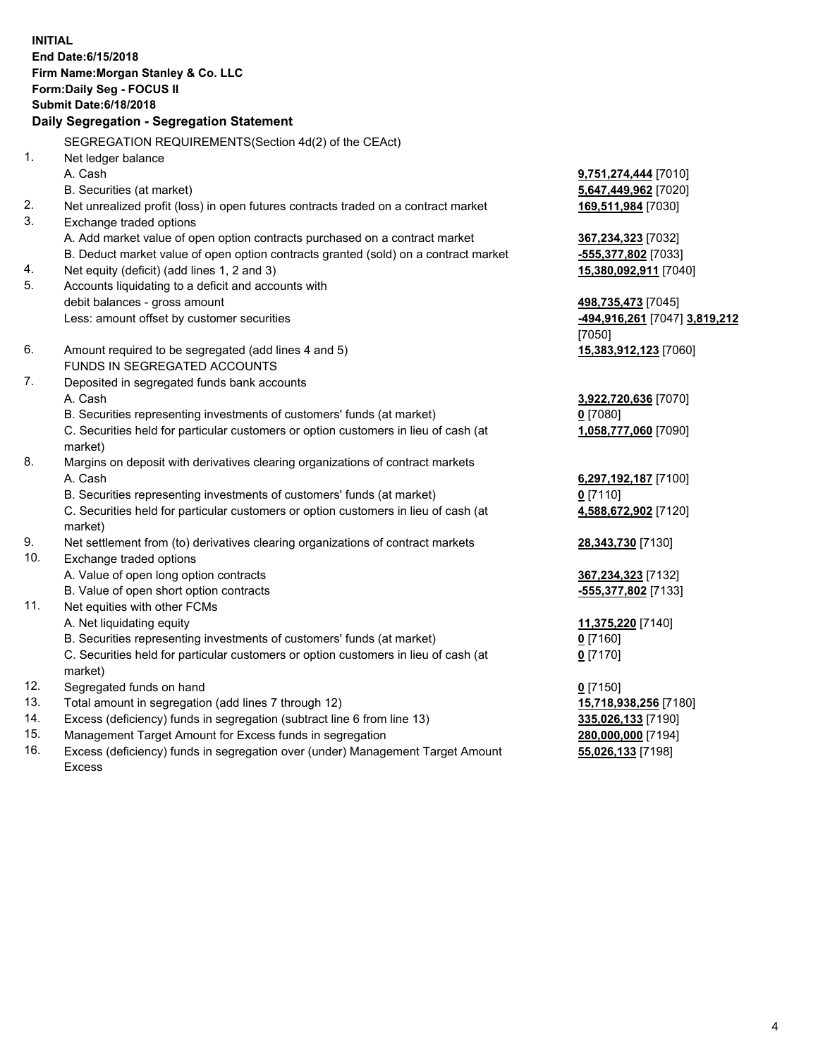**INITIAL**
**End Date:6/15/2018**
**Firm Name:Morgan Stanley & Co. LLC**
**Form:Daily Seg - FOCUS II**
**Submit Date:6/18/2018**

**Daily Segregation - Segregation Statement**

| | | |
|---|---|---|
| | SEGREGATION REQUIREMENTS(Section 4d(2) of the CEAct) | |
| 1. | Net ledger balance | |
| | A. Cash | **9,751,274,444** [7010] |
| | B. Securities (at market) | **5,647,449,962** [7020] |
| 2. | Net unrealized profit (loss) in open futures contracts traded on a contract market | **169,511,984** [7030] |
| 3. | Exchange traded options | |
| | A. Add market value of open option contracts purchased on a contract market | **367,234,323** [7032] |
| | B. Deduct market value of open option contracts granted (sold) on a contract market | **-555,377,802** [7033] |
| 4. | Net equity (deficit) (add lines 1, 2 and 3) | **15,380,092,911** [7040] |
| 5. | Accounts liquidating to a deficit and accounts with debit balances - gross amount | **498,735,473** [7045] |
| | Less: amount offset by customer securities | **-494,916,261** [7047] **3,819,212** [7050] |
| 6. | Amount required to be segregated (add lines 4 and 5) | **15,383,912,123** [7060] |
| | FUNDS IN SEGREGATED ACCOUNTS | |
| 7. | Deposited in segregated funds bank accounts | |
| | A. Cash | **3,922,720,636** [7070] |
| | B. Securities representing investments of customers' funds (at market) | **0** [7080] |
| | C. Securities held for particular customers or option customers in lieu of cash (at market) | **1,058,777,060** [7090] |
| 8. | Margins on deposit with derivatives clearing organizations of contract markets | |
| | A. Cash | **6,297,192,187** [7100] |
| | B. Securities representing investments of customers' funds (at market) | **0** [7110] |
| | C. Securities held for particular customers or option customers in lieu of cash (at market) | **4,588,672,902** [7120] |
| 9. | Net settlement from (to) derivatives clearing organizations of contract markets | **28,343,730** [7130] |
| 10. | Exchange traded options | |
| | A. Value of open long option contracts | **367,234,323** [7132] |
| | B. Value of open short option contracts | **-555,377,802** [7133] |
| 11. | Net equities with other FCMs | |
| | A. Net liquidating equity | **11,375,220** [7140] |
| | B. Securities representing investments of customers' funds (at market) | **0** [7160] |
| | C. Securities held for particular customers or option customers in lieu of cash (at market) | **0** [7170] |
| 12. | Segregated funds on hand | **0** [7150] |
| 13. | Total amount in segregation (add lines 7 through 12) | **15,718,938,256** [7180] |
| 14. | Excess (deficiency) funds in segregation (subtract line 6 from line 13) | **335,026,133** [7190] |
| 15. | Management Target Amount for Excess funds in segregation | **280,000,000** [7194] |
| 16. | Excess (deficiency) funds in segregation over (under) Management Target Amount Excess | **55,026,133** [7198] |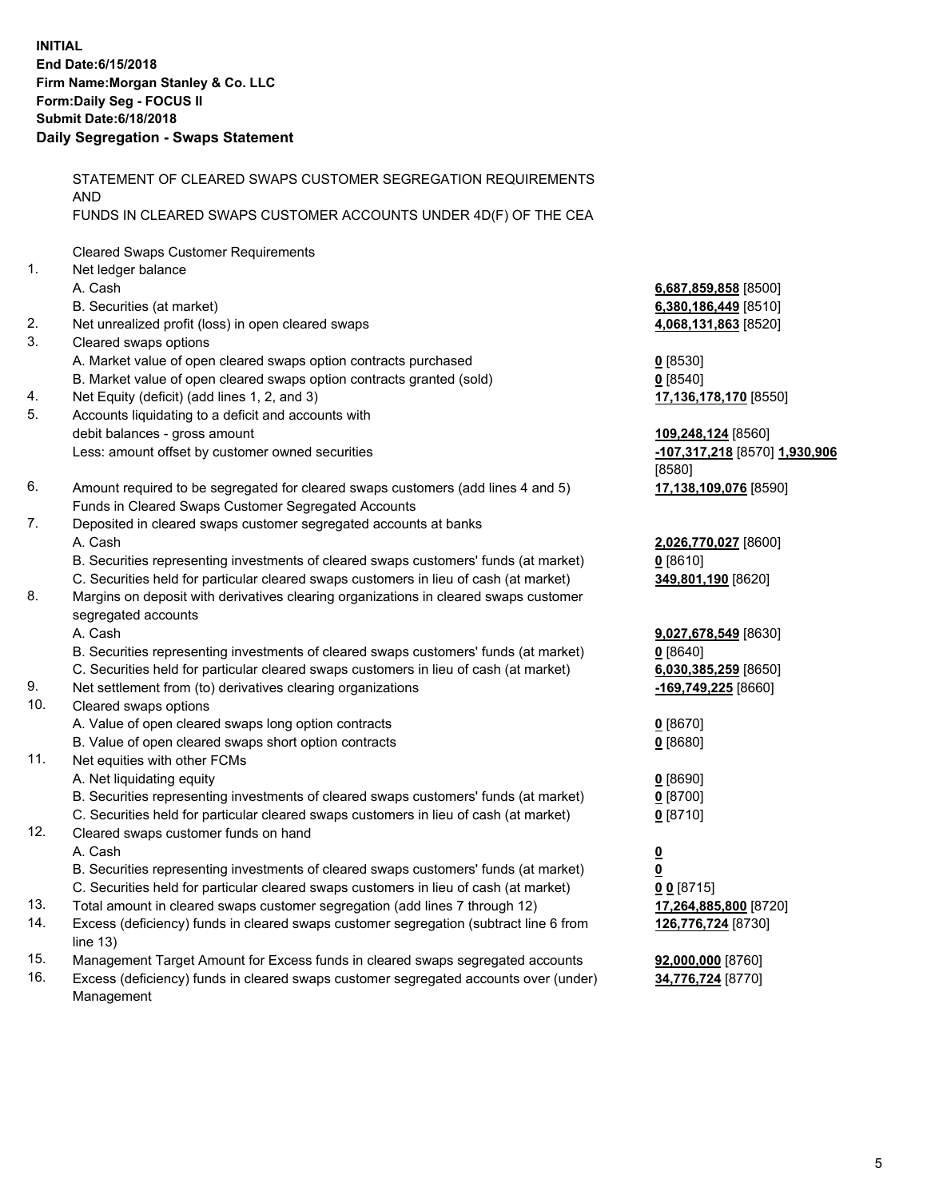**INITIAL**
**End Date:6/15/2018**
**Firm Name:Morgan Stanley & Co. LLC**
**Form:Daily Seg - FOCUS II**
**Submit Date:6/18/2018**
**Daily Segregation - Swaps Statement**

STATEMENT OF CLEARED SWAPS CUSTOMER SEGREGATION REQUIREMENTS AND FUNDS IN CLEARED SWAPS CUSTOMER ACCOUNTS UNDER 4D(F) OF THE CEA

| | | |
|---|---|---|
| | Cleared Swaps Customer Requirements | |
| 1. | Net ledger balance | |
| | A. Cash | **6,687,859,858** [8500] |
| | B. Securities (at market) | **6,380,186,449** [8510] |
| 2. | Net unrealized profit (loss) in open cleared swaps | **4,068,131,863** [8520] |
| 3. | Cleared swaps options | |
| | A. Market value of open cleared swaps option contracts purchased | **0** [8530] |
| | B. Market value of open cleared swaps option contracts granted (sold) | **0** [8540] |
| 4. | Net Equity (deficit) (add lines 1, 2, and 3) | **17,136,178,170** [8550] |
| 5. | Accounts liquidating to a deficit and accounts with debit balances - gross amount | **109,248,124** [8560] |
| | Less: amount offset by customer owned securities | **-107,317,218** [8570] **1,930,906** [8580] |
| 6. | Amount required to be segregated for cleared swaps customers (add lines 4 and 5) | **17,138,109,076** [8590] |
| | Funds in Cleared Swaps Customer Segregated Accounts | |
| 7. | Deposited in cleared swaps customer segregated accounts at banks | |
| | A. Cash | **2,026,770,027** [8600] |
| | B. Securities representing investments of cleared swaps customers' funds (at market) | **0** [8610] |
| | C. Securities held for particular cleared swaps customers in lieu of cash (at market) | **349,801,190** [8620] |
| 8. | Margins on deposit with derivatives clearing organizations in cleared swaps customer segregated accounts | |
| | A. Cash | **9,027,678,549** [8630] |
| | B. Securities representing investments of cleared swaps customers' funds (at market) | **0** [8640] |
| | C. Securities held for particular cleared swaps customers in lieu of cash (at market) | **6,030,385,259** [8650] |
| 9. | Net settlement from (to) derivatives clearing organizations | **-169,749,225** [8660] |
| 10. | Cleared swaps options | |
| | A. Value of open cleared swaps long option contracts | **0** [8670] |
| | B. Value of open cleared swaps short option contracts | **0** [8680] |
| 11. | Net equities with other FCMs | |
| | A. Net liquidating equity | **0** [8690] |
| | B. Securities representing investments of cleared swaps customers' funds (at market) | **0** [8700] |
| | C. Securities held for particular cleared swaps customers in lieu of cash (at market) | **0** [8710] |
| 12. | Cleared swaps customer funds on hand | |
| | A. Cash | **0** |
| | B. Securities representing investments of cleared swaps customers' funds (at market) | **0** |
| | C. Securities held for particular cleared swaps customers in lieu of cash (at market) | **0** **0** [8715] |
| 13. | Total amount in cleared swaps customer segregation (add lines 7 through 12) | **17,264,885,800** [8720] |
| 14. | Excess (deficiency) funds in cleared swaps customer segregation (subtract line 6 from line 13) | **126,776,724** [8730] |
| 15. | Management Target Amount for Excess funds in cleared swaps segregated accounts | **92,000,000** [8760] |
| 16. | Excess (deficiency) funds in cleared swaps customer segregated accounts over (under) Management | **34,776,724** [8770] |